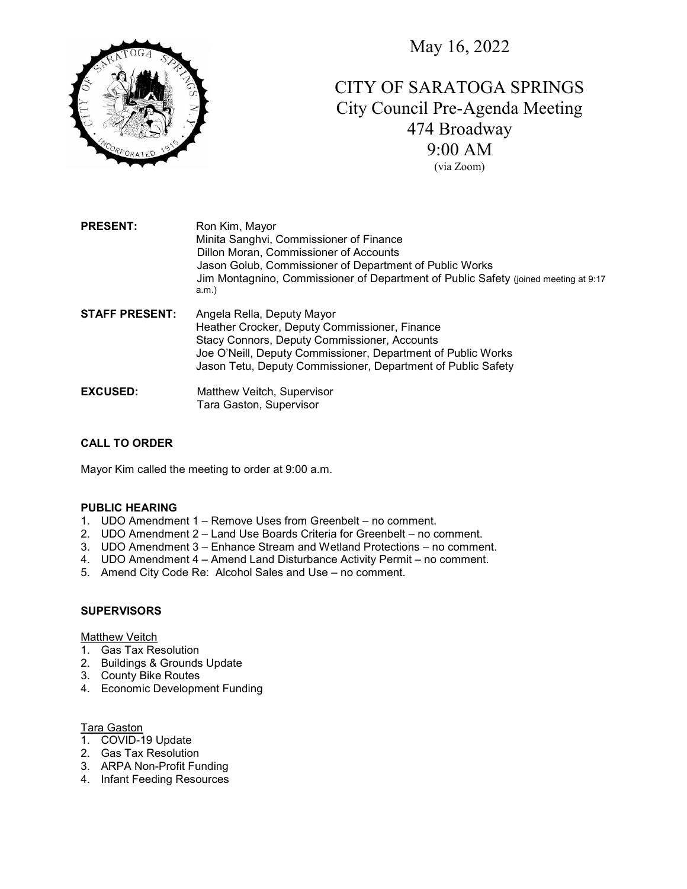May 16, 2022

# CITY OF SARATOGA SPRINGS
## City Council Pre-Agenda Meeting
474 Broadway
9:00 AM
(via Zoom)

| | |
|---|---|
| **PRESENT:** | Ron Kim, Mayor<br>Minita Sanghvi, Commissioner of Finance<br>Dillon Moran, Commissioner of Accounts<br>Jason Golub, Commissioner of Department of Public Works<br>Jim Montagnino, Commissioner of Department of Public Safety (joined meeting at 9:17 a.m.) |
| **STAFF PRESENT:** | Angela Rella, Deputy Mayor<br>Heather Crocker, Deputy Commissioner, Finance<br>Stacy Connors, Deputy Commissioner, Accounts<br>Joe O'Neill, Deputy Commissioner, Department of Public Works<br>Jason Tetu, Deputy Commissioner, Department of Public Safety |
| **EXCUSED:** | Matthew Veitch, Supervisor<br>Tara Gaston, Supervisor |

**CALL TO ORDER**

Mayor Kim called the meeting to order at 9:00 a.m.

**PUBLIC HEARING**

1. UDO Amendment 1 – Remove Uses from Greenbelt – no comment.
2. UDO Amendment 2 – Land Use Boards Criteria for Greenbelt – no comment.
3. UDO Amendment 3 – Enhance Stream and Wetland Protections – no comment.
4. UDO Amendment 4 – Amend Land Disturbance Activity Permit – no comment.
5. Amend City Code Re: Alcohol Sales and Use – no comment.

**SUPERVISORS**

Matthew Veitch

1. Gas Tax Resolution
2. Buildings & Grounds Update
3. County Bike Routes
4. Economic Development Funding

Tara Gaston

1. COVID-19 Update
2. Gas Tax Resolution
3. ARPA Non-Profit Funding
4. Infant Feeding Resources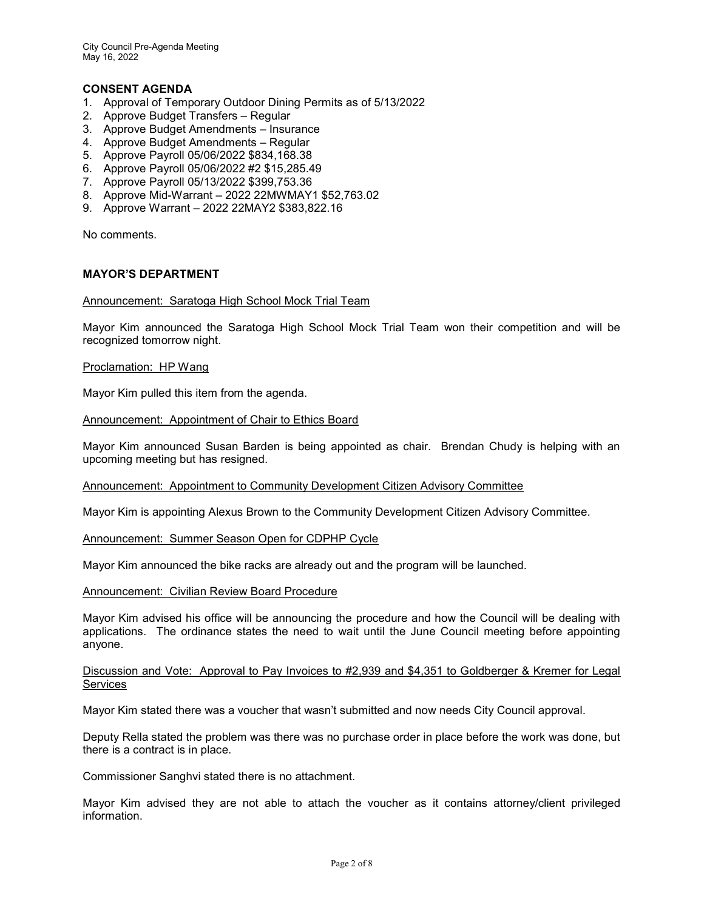## CONSENT AGENDA

1. Approval of Temporary Outdoor Dining Permits as of 5/13/2022
2. Approve Budget Transfers – Regular
3. Approve Budget Amendments – Insurance
4. Approve Budget Amendments – Regular
5. Approve Payroll 05/06/2022 $834,168.38
6. Approve Payroll 05/06/2022 #2 $15,285.49
7. Approve Payroll 05/13/2022 $399,753.36
8. Approve Mid-Warrant – 2022 22MWMAY1 $52,763.02
9. Approve Warrant – 2022 22MAY2 $383,822.16

No comments.

## MAYOR'S DEPARTMENT

Announcement: Saratoga High School Mock Trial Team

Mayor Kim announced the Saratoga High School Mock Trial Team won their competition and will be recognized tomorrow night.

Proclamation: HP Wang

Mayor Kim pulled this item from the agenda.

Announcement: Appointment of Chair to Ethics Board

Mayor Kim announced Susan Barden is being appointed as chair. Brendan Chudy is helping with an upcoming meeting but has resigned.

Announcement: Appointment to Community Development Citizen Advisory Committee

Mayor Kim is appointing Alexus Brown to the Community Development Citizen Advisory Committee.

Announcement: Summer Season Open for CDPHP Cycle

Mayor Kim announced the bike racks are already out and the program will be launched.

Announcement: Civilian Review Board Procedure

Mayor Kim advised his office will be announcing the procedure and how the Council will be dealing with applications. The ordinance states the need to wait until the June Council meeting before appointing anyone.

Discussion and Vote: Approval to Pay Invoices to #2,939 and $4,351 to Goldberger & Kremer for Legal Services

Mayor Kim stated there was a voucher that wasn't submitted and now needs City Council approval.

Deputy Rella stated the problem was there was no purchase order in place before the work was done, but there is a contract is in place.

Commissioner Sanghvi stated there is no attachment.

Mayor Kim advised they are not able to attach the voucher as it contains attorney/client privileged information.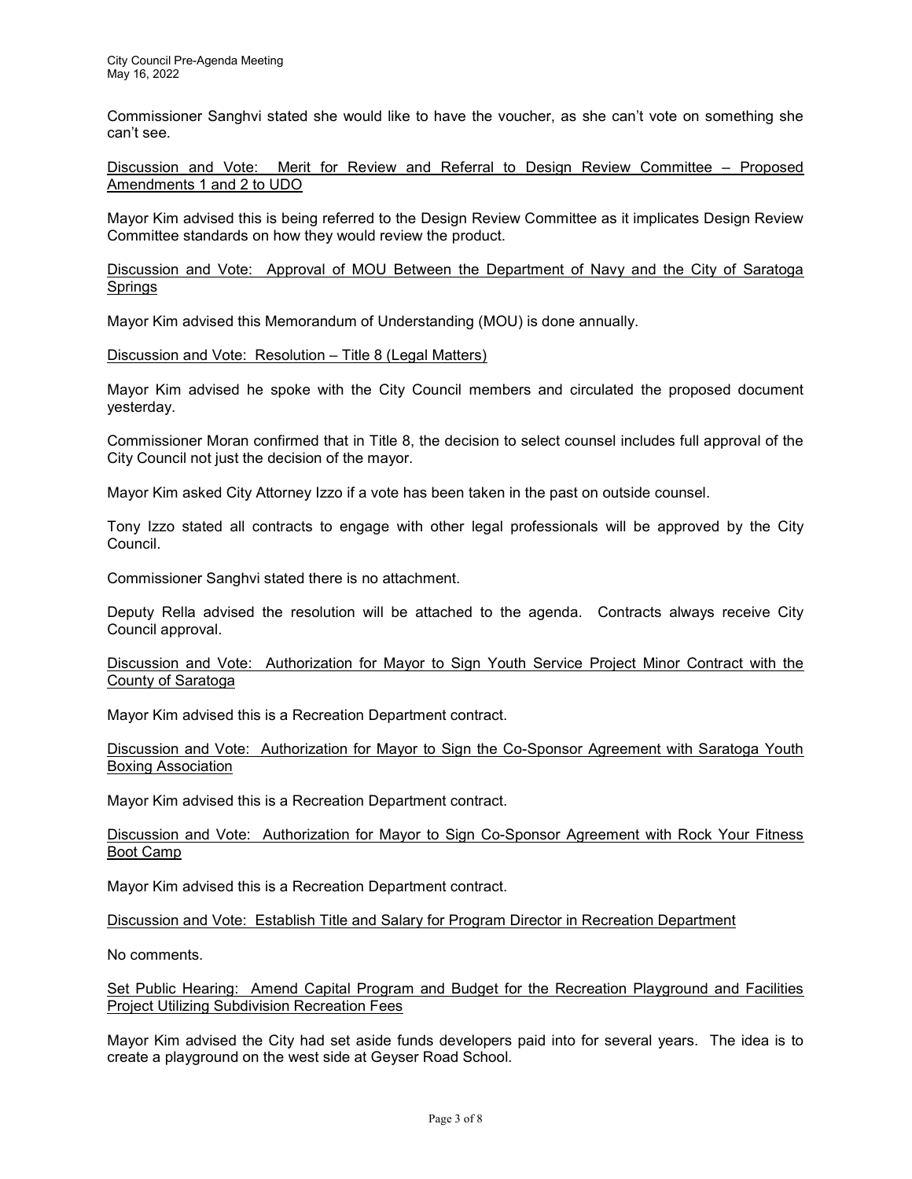Commissioner Sanghvi stated she would like to have the voucher, as she can't vote on something she can't see.

<u>Discussion and Vote: Merit for Review and Referral to Design Review Committee – Proposed Amendments 1 and 2 to UDO</u>

Mayor Kim advised this is being referred to the Design Review Committee as it implicates Design Review Committee standards on how they would review the product.

<u>Discussion and Vote: Approval of MOU Between the Department of Navy and the City of Saratoga Springs</u>

Mayor Kim advised this Memorandum of Understanding (MOU) is done annually.

<u>Discussion and Vote: Resolution – Title 8 (Legal Matters)</u>

Mayor Kim advised he spoke with the City Council members and circulated the proposed document yesterday.

Commissioner Moran confirmed that in Title 8, the decision to select counsel includes full approval of the City Council not just the decision of the mayor.

Mayor Kim asked City Attorney Izzo if a vote has been taken in the past on outside counsel.

Tony Izzo stated all contracts to engage with other legal professionals will be approved by the City Council.

Commissioner Sanghvi stated there is no attachment.

Deputy Rella advised the resolution will be attached to the agenda. Contracts always receive City Council approval.

<u>Discussion and Vote: Authorization for Mayor to Sign Youth Service Project Minor Contract with the County of Saratoga</u>

Mayor Kim advised this is a Recreation Department contract.

<u>Discussion and Vote: Authorization for Mayor to Sign the Co-Sponsor Agreement with Saratoga Youth Boxing Association</u>

Mayor Kim advised this is a Recreation Department contract.

<u>Discussion and Vote: Authorization for Mayor to Sign Co-Sponsor Agreement with Rock Your Fitness Boot Camp</u>

Mayor Kim advised this is a Recreation Department contract.

<u>Discussion and Vote: Establish Title and Salary for Program Director in Recreation Department</u>

No comments.

<u>Set Public Hearing: Amend Capital Program and Budget for the Recreation Playground and Facilities Project Utilizing Subdivision Recreation Fees</u>

Mayor Kim advised the City had set aside funds developers paid into for several years. The idea is to create a playground on the west side at Geyser Road School.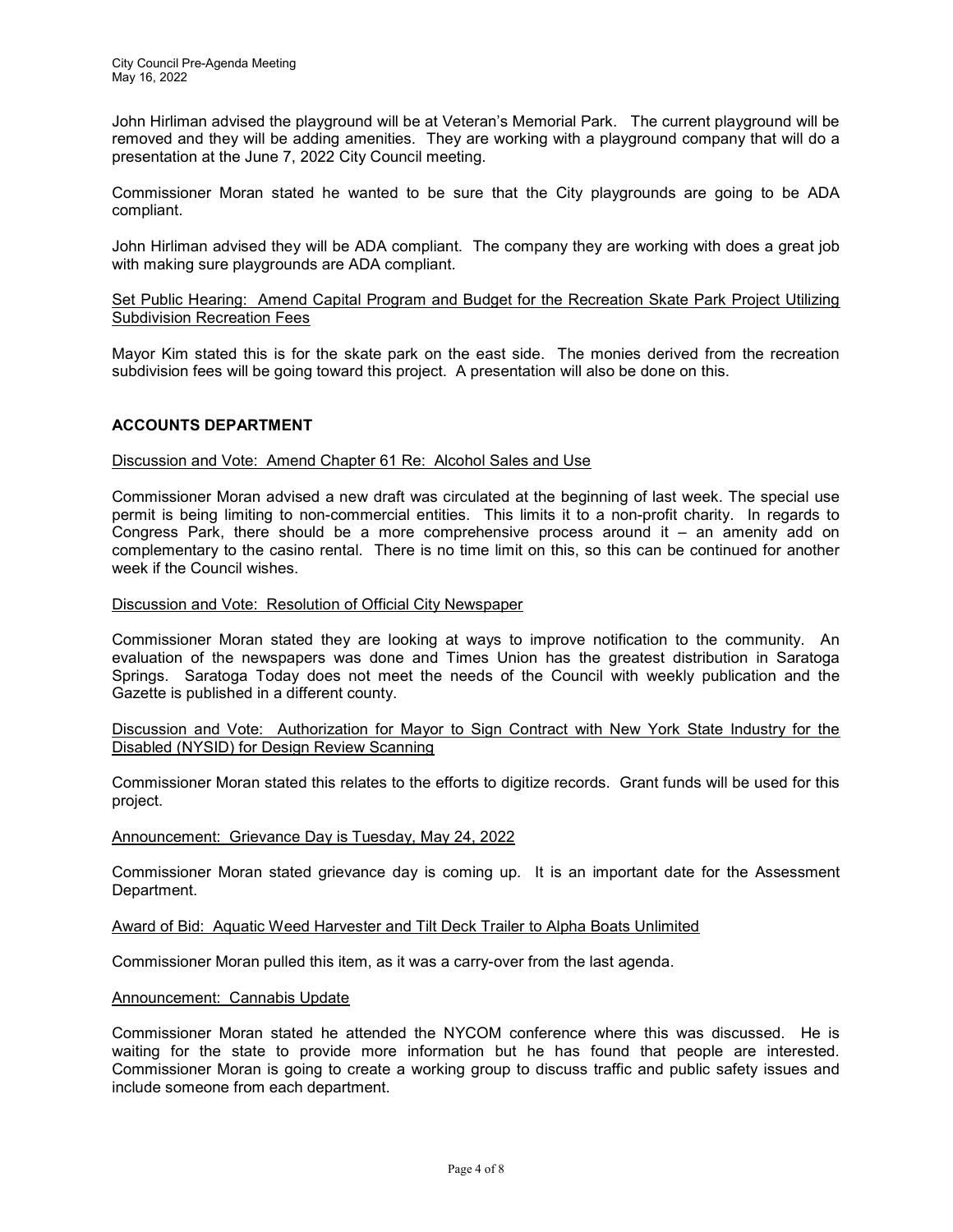John Hirliman advised the playground will be at Veteran's Memorial Park. The current playground will be removed and they will be adding amenities. They are working with a playground company that will do a presentation at the June 7, 2022 City Council meeting.

Commissioner Moran stated he wanted to be sure that the City playgrounds are going to be ADA compliant.

John Hirliman advised they will be ADA compliant. The company they are working with does a great job with making sure playgrounds are ADA compliant.

<u>Set Public Hearing: Amend Capital Program and Budget for the Recreation Skate Park Project Utilizing Subdivision Recreation Fees</u>

Mayor Kim stated this is for the skate park on the east side. The monies derived from the recreation subdivision fees will be going toward this project. A presentation will also be done on this.

## ACCOUNTS DEPARTMENT

<u>Discussion and Vote: Amend Chapter 61 Re: Alcohol Sales and Use</u>

Commissioner Moran advised a new draft was circulated at the beginning of last week. The special use permit is being limiting to non-commercial entities. This limits it to a non-profit charity. In regards to Congress Park, there should be a more comprehensive process around it – an amenity add on complementary to the casino rental. There is no time limit on this, so this can be continued for another week if the Council wishes.

<u>Discussion and Vote: Resolution of Official City Newspaper</u>

Commissioner Moran stated they are looking at ways to improve notification to the community. An evaluation of the newspapers was done and Times Union has the greatest distribution in Saratoga Springs. Saratoga Today does not meet the needs of the Council with weekly publication and the Gazette is published in a different county.

<u>Discussion and Vote: Authorization for Mayor to Sign Contract with New York State Industry for the Disabled (NYSID) for Design Review Scanning</u>

Commissioner Moran stated this relates to the efforts to digitize records. Grant funds will be used for this project.

<u>Announcement: Grievance Day is Tuesday, May 24, 2022</u>

Commissioner Moran stated grievance day is coming up. It is an important date for the Assessment Department.

<u>Award of Bid: Aquatic Weed Harvester and Tilt Deck Trailer to Alpha Boats Unlimited</u>

Commissioner Moran pulled this item, as it was a carry-over from the last agenda.

<u>Announcement: Cannabis Update</u>

Commissioner Moran stated he attended the NYCOM conference where this was discussed. He is waiting for the state to provide more information but he has found that people are interested. Commissioner Moran is going to create a working group to discuss traffic and public safety issues and include someone from each department.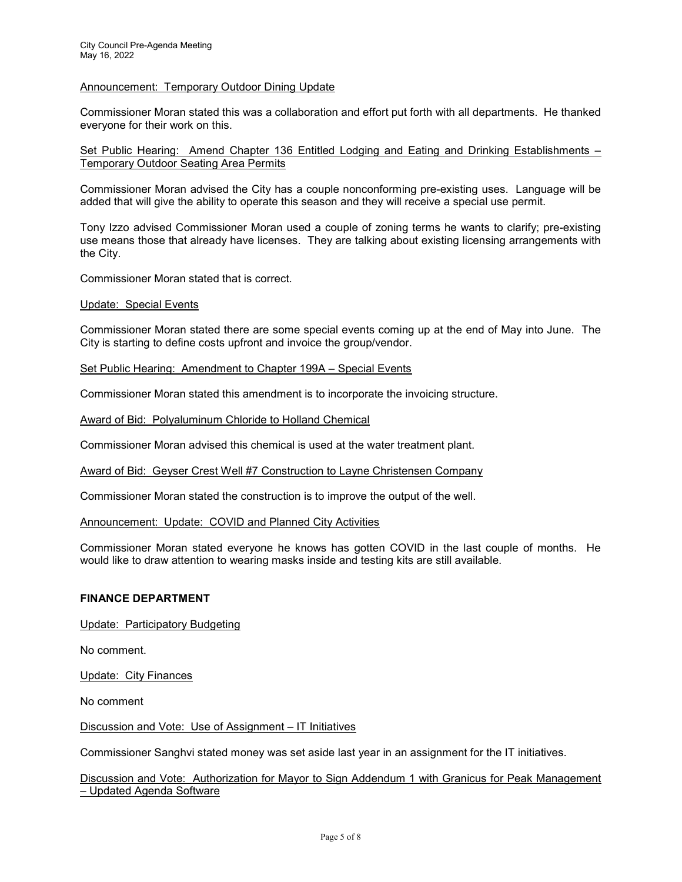Announcement: Temporary Outdoor Dining Update

Commissioner Moran stated this was a collaboration and effort put forth with all departments. He thanked everyone for their work on this.

Set Public Hearing: Amend Chapter 136 Entitled Lodging and Eating and Drinking Establishments – Temporary Outdoor Seating Area Permits

Commissioner Moran advised the City has a couple nonconforming pre-existing uses. Language will be added that will give the ability to operate this season and they will receive a special use permit.

Tony Izzo advised Commissioner Moran used a couple of zoning terms he wants to clarify; pre-existing use means those that already have licenses. They are talking about existing licensing arrangements with the City.

Commissioner Moran stated that is correct.

Update: Special Events

Commissioner Moran stated there are some special events coming up at the end of May into June. The City is starting to define costs upfront and invoice the group/vendor.

Set Public Hearing: Amendment to Chapter 199A – Special Events

Commissioner Moran stated this amendment is to incorporate the invoicing structure.

Award of Bid: Polyaluminum Chloride to Holland Chemical

Commissioner Moran advised this chemical is used at the water treatment plant.

Award of Bid: Geyser Crest Well #7 Construction to Layne Christensen Company

Commissioner Moran stated the construction is to improve the output of the well.

Announcement: Update: COVID and Planned City Activities

Commissioner Moran stated everyone he knows has gotten COVID in the last couple of months. He would like to draw attention to wearing masks inside and testing kits are still available.

**FINANCE DEPARTMENT**

Update: Participatory Budgeting

No comment.

Update: City Finances

No comment

Discussion and Vote: Use of Assignment – IT Initiatives

Commissioner Sanghvi stated money was set aside last year in an assignment for the IT initiatives.

Discussion and Vote: Authorization for Mayor to Sign Addendum 1 with Granicus for Peak Management – Updated Agenda Software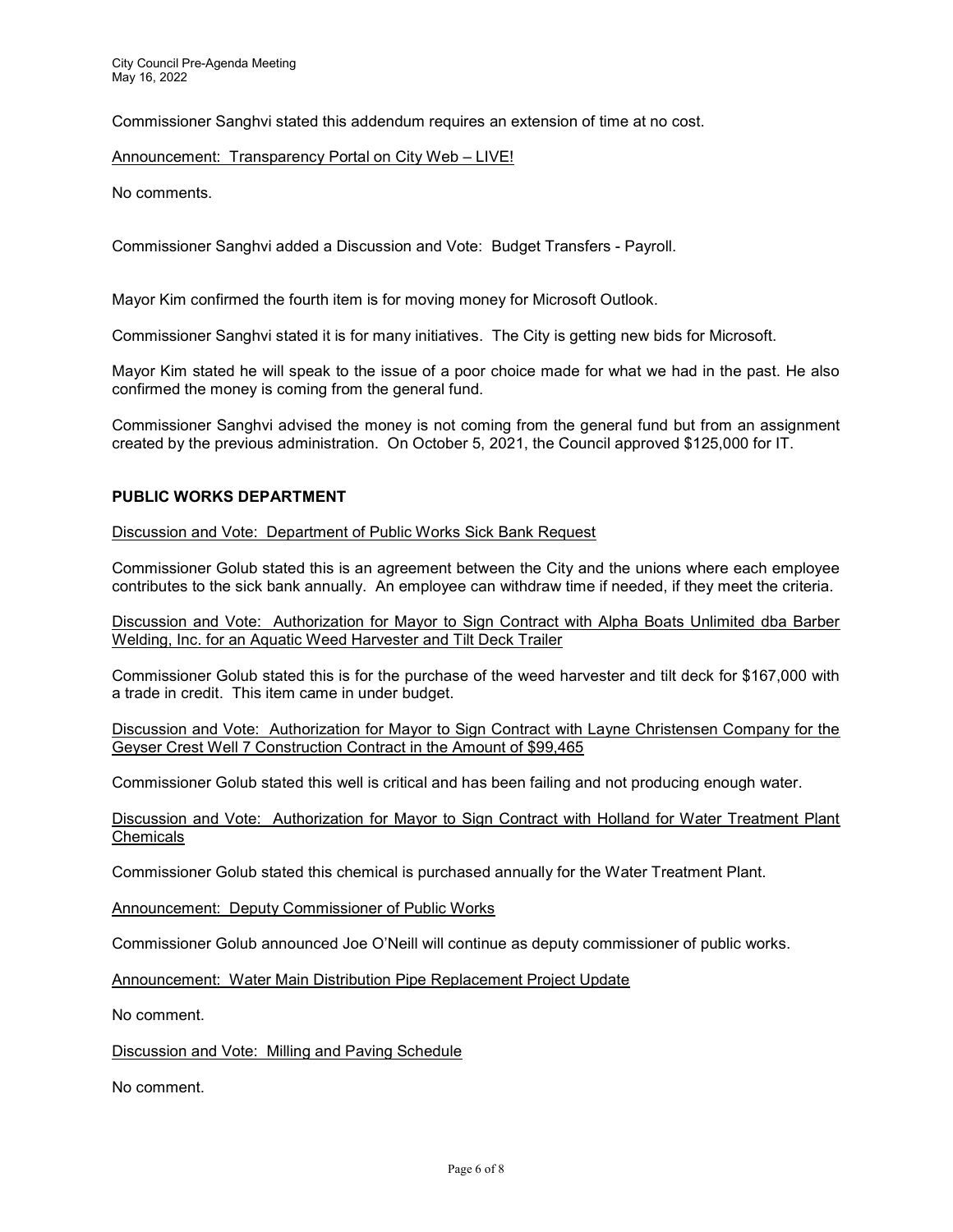Commissioner Sanghvi stated this addendum requires an extension of time at no cost.

Announcement: Transparency Portal on City Web – LIVE!

No comments.

Commissioner Sanghvi added a Discussion and Vote: Budget Transfers - Payroll.

Mayor Kim confirmed the fourth item is for moving money for Microsoft Outlook.

Commissioner Sanghvi stated it is for many initiatives. The City is getting new bids for Microsoft.

Mayor Kim stated he will speak to the issue of a poor choice made for what we had in the past. He also confirmed the money is coming from the general fund.

Commissioner Sanghvi advised the money is not coming from the general fund but from an assignment created by the previous administration. On October 5, 2021, the Council approved $125,000 for IT.

## PUBLIC WORKS DEPARTMENT

Discussion and Vote: Department of Public Works Sick Bank Request

Commissioner Golub stated this is an agreement between the City and the unions where each employee contributes to the sick bank annually. An employee can withdraw time if needed, if they meet the criteria.

Discussion and Vote: Authorization for Mayor to Sign Contract with Alpha Boats Unlimited dba Barber Welding, Inc. for an Aquatic Weed Harvester and Tilt Deck Trailer

Commissioner Golub stated this is for the purchase of the weed harvester and tilt deck for $167,000 with a trade in credit. This item came in under budget.

Discussion and Vote: Authorization for Mayor to Sign Contract with Layne Christensen Company for the Geyser Crest Well 7 Construction Contract in the Amount of $99,465

Commissioner Golub stated this well is critical and has been failing and not producing enough water.

Discussion and Vote: Authorization for Mayor to Sign Contract with Holland for Water Treatment Plant Chemicals

Commissioner Golub stated this chemical is purchased annually for the Water Treatment Plant.

Announcement: Deputy Commissioner of Public Works

Commissioner Golub announced Joe O'Neill will continue as deputy commissioner of public works.

Announcement: Water Main Distribution Pipe Replacement Project Update

No comment.

Discussion and Vote: Milling and Paving Schedule

No comment.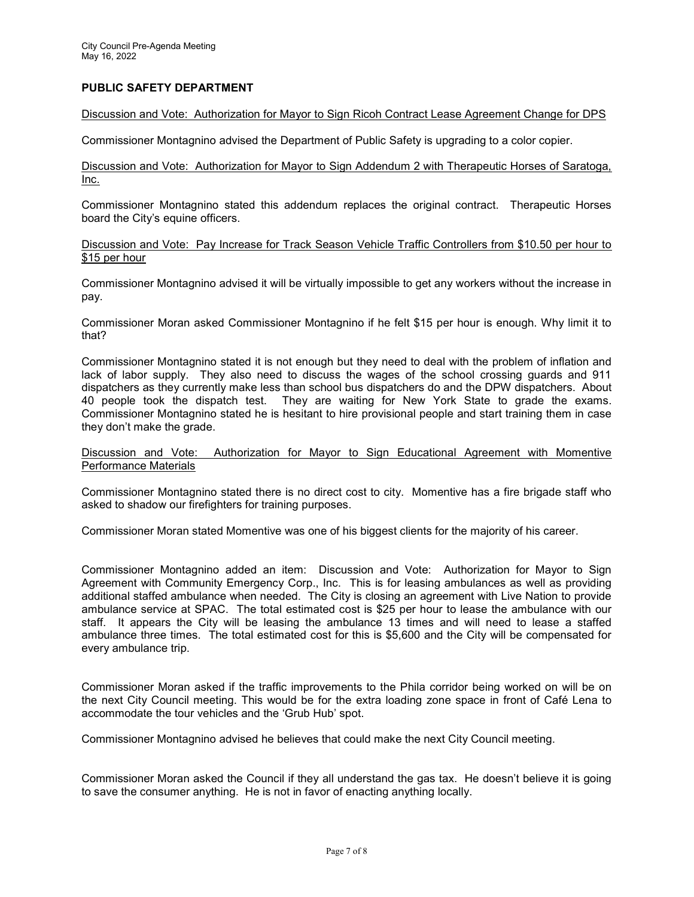## PUBLIC SAFETY DEPARTMENT

Discussion and Vote: Authorization for Mayor to Sign Ricoh Contract Lease Agreement Change for DPS

Commissioner Montagnino advised the Department of Public Safety is upgrading to a color copier.

Discussion and Vote: Authorization for Mayor to Sign Addendum 2 with Therapeutic Horses of Saratoga, Inc.

Commissioner Montagnino stated this addendum replaces the original contract. Therapeutic Horses board the City's equine officers.

Discussion and Vote: Pay Increase for Track Season Vehicle Traffic Controllers from $10.50 per hour to $15 per hour

Commissioner Montagnino advised it will be virtually impossible to get any workers without the increase in pay.

Commissioner Moran asked Commissioner Montagnino if he felt $15 per hour is enough. Why limit it to that?

Commissioner Montagnino stated it is not enough but they need to deal with the problem of inflation and lack of labor supply. They also need to discuss the wages of the school crossing guards and 911 dispatchers as they currently make less than school bus dispatchers do and the DPW dispatchers. About 40 people took the dispatch test. They are waiting for New York State to grade the exams. Commissioner Montagnino stated he is hesitant to hire provisional people and start training them in case they don't make the grade.

Discussion and Vote: Authorization for Mayor to Sign Educational Agreement with Momentive Performance Materials

Commissioner Montagnino stated there is no direct cost to city. Momentive has a fire brigade staff who asked to shadow our firefighters for training purposes.

Commissioner Moran stated Momentive was one of his biggest clients for the majority of his career.

Commissioner Montagnino added an item: Discussion and Vote: Authorization for Mayor to Sign Agreement with Community Emergency Corp., Inc. This is for leasing ambulances as well as providing additional staffed ambulance when needed. The City is closing an agreement with Live Nation to provide ambulance service at SPAC. The total estimated cost is $25 per hour to lease the ambulance with our staff. It appears the City will be leasing the ambulance 13 times and will need to lease a staffed ambulance three times. The total estimated cost for this is $5,600 and the City will be compensated for every ambulance trip.

Commissioner Moran asked if the traffic improvements to the Phila corridor being worked on will be on the next City Council meeting. This would be for the extra loading zone space in front of Café Lena to accommodate the tour vehicles and the 'Grub Hub' spot.

Commissioner Montagnino advised he believes that could make the next City Council meeting.

Commissioner Moran asked the Council if they all understand the gas tax. He doesn't believe it is going to save the consumer anything. He is not in favor of enacting anything locally.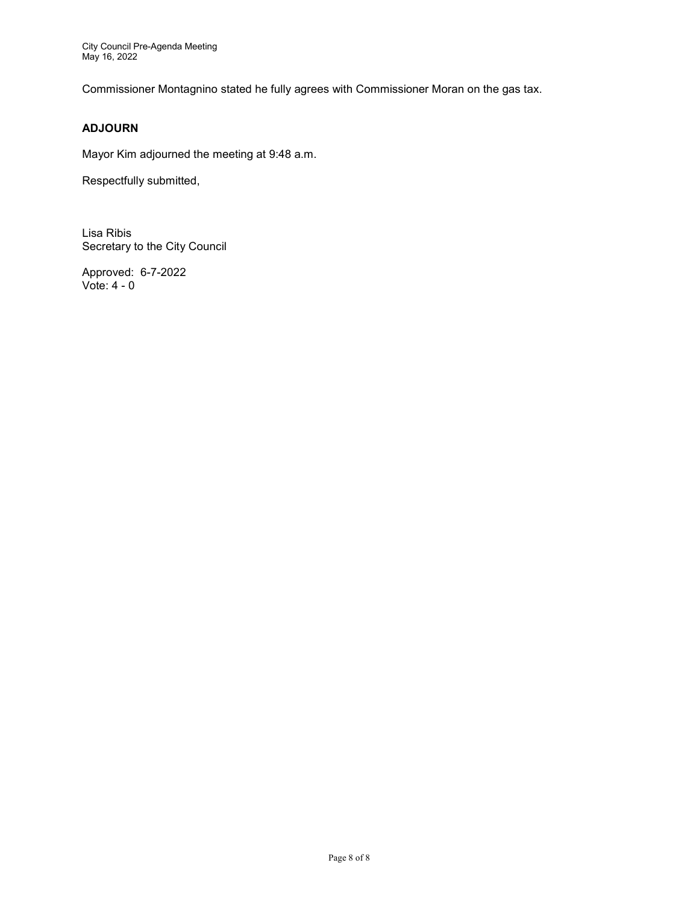Commissioner Montagnino stated he fully agrees with Commissioner Moran on the gas tax.

## ADJOURN

Mayor Kim adjourned the meeting at 9:48 a.m.

Respectfully submitted,

Lisa Ribis
Secretary to the City Council

Approved: 6-7-2022
Vote: 4 - 0